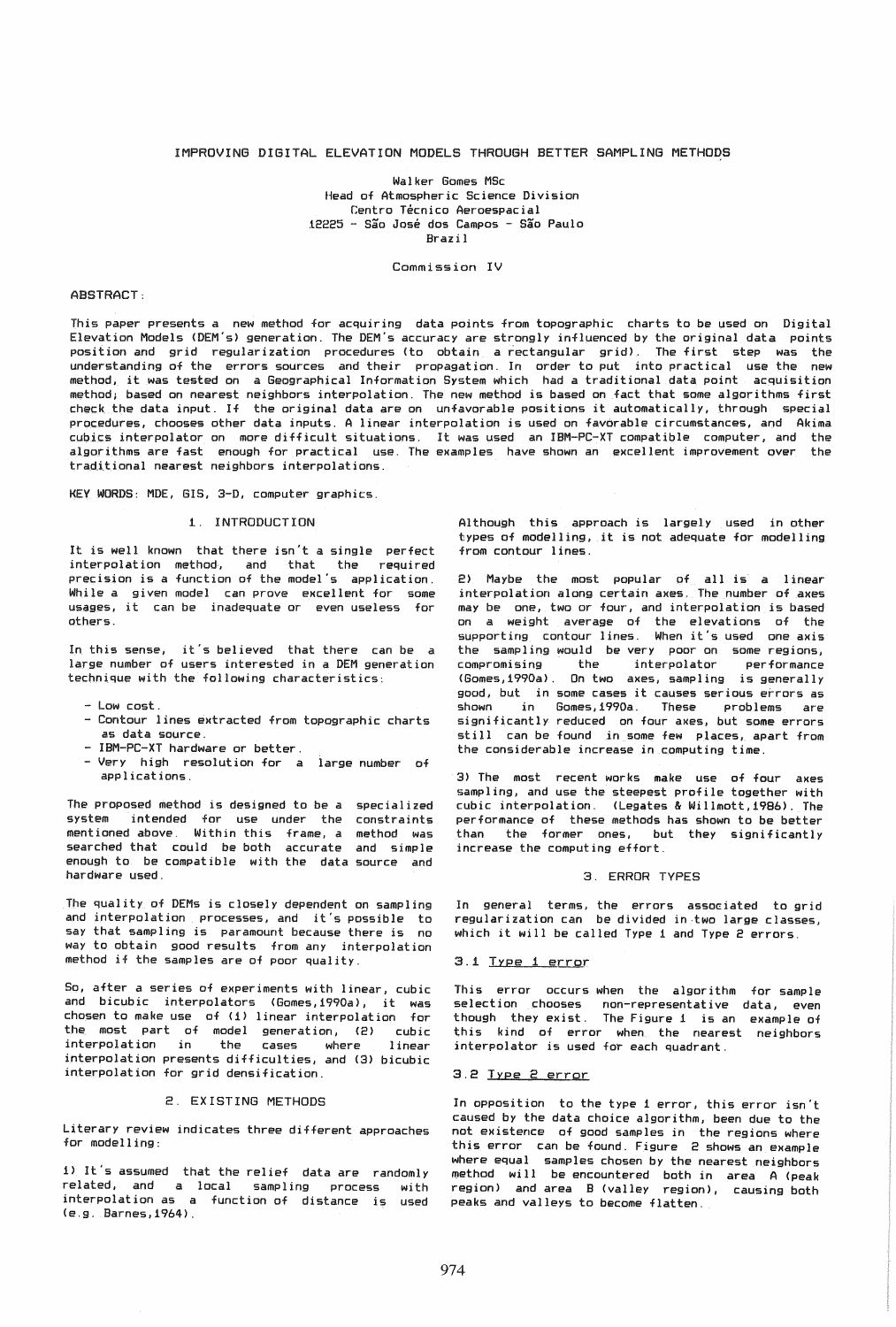# IMPROVING DIGITAL ELEVATION MODELS THROUGH BETTER SAMPLING METHODS

Walker Gomes MSc
Head of Atmospheric Science Division
Centro Técnico Aeroespacial
12225 - São José dos Campos - São Paulo
Brazil

Commission IV

ABSTRACT:

This paper presents a new method for acquiring data points from topographic charts to be used on Digital Elevation Models (DEM's) generation. The DEM's accuracy are strongly influenced by the original data points position and grid regularization procedures (to obtain a rectangular grid). The first step was the understanding of the errors sources and their propagation. In order to put into practical use the new method, it was tested on a Geographical Information System which had a traditional data point acquisition method; based on nearest neighbors interpolation. The new method is based on fact that some algorithms first check the data input. If the original data are on unfavorable positions it automatically, through special procedures, chooses other data inputs. A linear interpolation is used on favorable circumstances, and Akima cubics interpolator on more difficult situations. It was used an IBM-PC-XT compatible computer, and the algorithms are fast enough for practical use. The examples have shown an excellent improvement over the traditional nearest neighbors interpolations.

KEY WORDS: MDE, GIS, 3-D, computer graphics.

## 1. INTRODUCTION

It is well known that there isn't a single perfect interpolation method, and that the required precision is a function of the model's application. While a given model can prove excellent for some usages, it can be inadequate or even useless for others.

In this sense, it's believed that there can be a large number of users interested in a DEM generation technique with the following characteristics:

- Low cost.
- Contour lines extracted from topographic charts as data source.
- IBM-PC-XT hardware or better.
- Very high resolution for a large number of applications.

The proposed method is designed to be a specialized system intended for use under the constraints mentioned above. Within this frame, a method was searched that could be both accurate and simple enough to be compatible with the data source and hardware used.

The quality of DEMs is closely dependent on sampling and interpolation processes, and it's possible to say that sampling is paramount because there is no way to obtain good results from any interpolation method if the samples are of poor quality.

So, after a series of experiments with linear, cubic and bicubic interpolators (Gomes,1990a), it was chosen to make use of (1) linear interpolation for the most part of model generation, (2) cubic interpolation in the cases where linear interpolation presents difficulties, and (3) bicubic interpolation for grid densification.

## 2. EXISTING METHODS

Literary review indicates three different approaches for modelling:

1) It's assumed that the relief data are randomly related, and a local sampling process with interpolation as a function of distance is used (e.g. Barnes,1964). Although this approach is largely used in other types of modelling, it is not adequate for modelling from contour lines.

2) Maybe the most popular of all is a linear interpolation along certain axes. The number of axes may be one, two or four, and interpolation is based on a weight average of the elevations of the supporting contour lines. When it's used one axis the sampling would be very poor on some regions, compromising the interpolator performance (Gomes,1990a). On two axes, sampling is generally good, but in some cases it causes serious errors as shown in Gomes,1990a. These problems are significantly reduced on four axes, but some errors still can be found in some few places, apart from the considerable increase in computing time.

3) The most recent works make use of four axes sampling, and use the steepest profile together with cubic interpolation. (Legates & Willmott,1986). The performance of these methods has shown to be better than the former ones, but they significantly increase the computing effort.

## 3. ERROR TYPES

In general terms, the errors associated to grid regularization can be divided in two large classes, which it will be called Type 1 and Type 2 errors.

### 3.1 Type 1 error

This error occurs when the algorithm for sample selection chooses non-representative data, even though they exist. The Figure 1 is an example of this kind of error when the nearest neighbors interpolator is used for each quadrant.

### 3.2 Type 2 error

In opposition to the type 1 error, this error isn't caused by the data choice algorithm, been due to the not existence of good samples in the regions where this error can be found. Figure 2 shows an example where equal samples chosen by the nearest neighbors method will be encountered both in area A (peak region) and area B (valley region), causing both peaks and valleys to become flatten.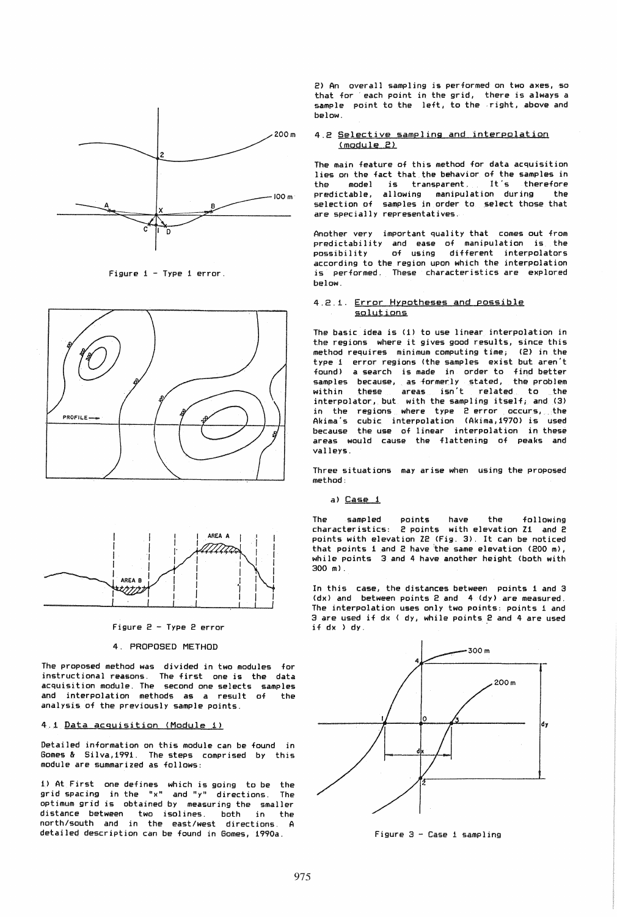Figure 1 - Type 1 error.

Figure 2 - Type 2 error

## 4. PROPOSED METHOD

The proposed method was divided in two modules for instructional reasons. The first one is the data acquisition module. The second one selects samples and interpolation methods as a result of the analysis of the previously sample points.

### 4.1 Data acquisition (Module 1)

Detailed information on this module can be found in Gomes & Silva,1991. The steps comprised by this module are summarized as follows:

1) At First one defines which is going to be the grid spacing in the "x" and "y" directions. The optimum grid is obtained by measuring the smaller distance between two isolines. both in the north/south and in the east/west directions. A detailed description can be found in Gomes, 1990a.

2) An overall sampling is performed on two axes, so that for each point in the grid, there is always a sample point to the left, to the right, above and below.

### 4.2 Selective sampling and interpolation (module 2)

The main feature of this method for data acquisition lies on the fact that the behavior of the samples in the model is transparent. It's therefore predictable, allowing manipulation during the selection of samples in order to select those that are specially representatives.

Another very important quality that comes out from predictability and ease of manipulation is the possibility of using different interpolators according to the region upon which the interpolation is performed. These characteristics are explored below.

#### 4.2.1. Error Hypotheses and possible solutions

The basic idea is (1) to use linear interpolation in the regions where it gives good results, since this method requires minimum computing time; (2) in the type 1 error regions (the samples exist but aren't found) a search is made in order to find better samples because, as formerly stated, the problem within these areas isn't related to the interpolator, but with the sampling itself; and (3) in the regions where type 2 error occurs, the Akima's cubic interpolation (Akima,1970) is used because the use of linear interpolation in these areas would cause the flattening of peaks and valleys.

Three situations may arise when using the proposed method:

a) Case 1

The sampled points have the following characteristics: 2 points with elevation Z1 and 2 points with elevation Z2 (Fig. 3). It can be noticed that points 1 and 2 have the same elevation (200 m), while points 3 and 4 have another height (both with 300 m).

In this case, the distances between points 1 and 3 (dx) and between points 2 and 4 (dy) are measured. The interpolation uses only two points: points 1 and 3 are used if dx < dy, while points 2 and 4 are used if dx > dy.

Figure 3 - Case 1 sampling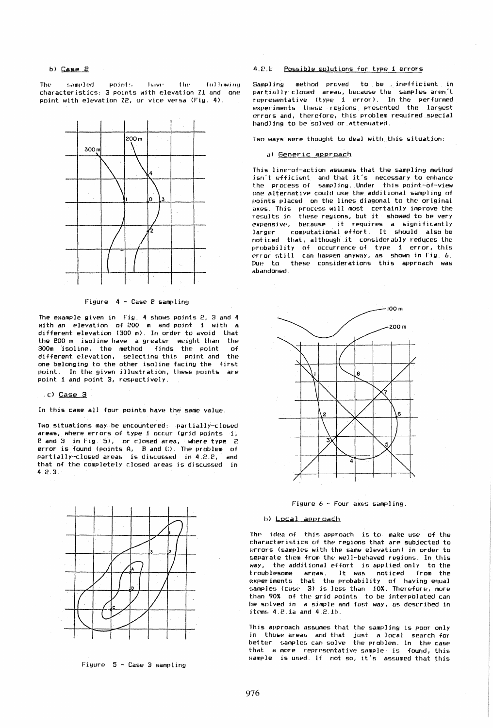b) Case 2

The sampled points have the following characteristics: 3 points with elevation Z1 and one point with elevation Z2, or vice versa (Fig. 4).

Figure 4 - Case 2 sampling

The example given in Fig. 4 shows points 2, 3 and 4 with an elevation of 200 m and point 1 with a different elevation (300 m). In order to avoid that the 200 m isoline have a greater weight than the 300m isoline, the method finds the point of different elevation, selecting this point and the one belonging to the other isoline facing the first point. In the given illustration, these points are point 1 and point 3, respectively.

c) Case 3

In this case all four points have the same value.

Two situations may be encountered: partially-closed areas, where errors of type 1 occur (grid points 1, 2 and 3 in Fig. 5), or closed area, where type 2 error is found (points A, B and C). The problem of partially-closed areas is discussed in 4.2.2, and that of the completely closed areas is discussed in 4.2.3.

Figure 5 - Case 3 sampling

4.2.2 Possible solutions for type 1 errors

Sampling method proved to be inefficient in partially-closed areas, because the samples aren't representative (type 1 error). In the performed experiments these regions presented the largest errors and, therefore, this problem required special handling to be solved or attenuated.

Two ways were thought to deal with this situation:

a) Generic approach

This line-of-action assumes that the sampling method isn't efficient and that it's necessary to enhance the process of sampling. Under this point-of-view one alternative could use the additional sampling of points placed on the lines diagonal to the original axes. This process will most certainly improve the results in these regions, but it showed to be very expensive, because it requires a significantly larger computational effort. It should also be noticed that, although it considerably reduces the probability of occurrence of type 1 error, this error still can happen anyway, as shown in Fig. 6. Due to these considerations this approach was abandoned.

Figure 6 - Four axes sampling.

b) Local approach

The idea of this approach is to make use of the characteristics of the regions that are subjected to errors (samples with the same elevation) in order to separate them from the well-behaved regions. In this way, the additional effort is applied only to the troublesome areas. It was noticed from the experiments that the probability of having equal samples (case 3) is less than 10%. Therefore, more than 90% of the grid points to be interpolated can be solved in a simple and fast way, as described in items 4.2.1a and 4.2.1b.

This approach assumes that the sampling is poor only in those areas and that just a local search for better samples can solve the problem. In the case that a more representative sample is found, this sample is used. If not so, it's assumed that this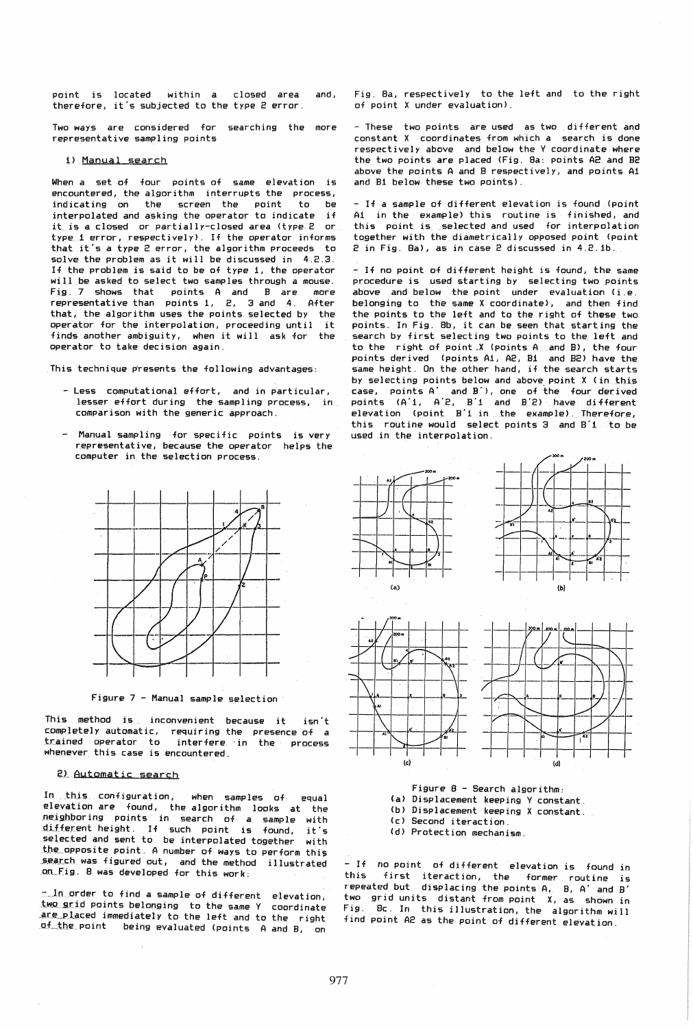point is located within a closed area and, therefore, it's subjected to the type 2 error.

Two ways are considered for searching the more representative sampling points

1) Manual search

When a set of four points of same elevation is encountered, the algorithm interrupts the process, indicating on the screen the point to be interpolated and asking the operator to indicate if it is a closed or partially-closed area (type 2 or type 1 error, respectively). If the operator informs that it's a type 2 error, the algorithm proceeds to solve the problem as it will be discussed in 4.2.3. If the problem is said to be of type 1, the operator will be asked to select two samples through a mouse. Fig. 7 shows that points A and B are more representative than points 1, 2, 3 and 4. After that, the algorithm uses the points selected by the operator for the interpolation, proceeding until it finds another ambiguity, when it will ask for the operator to take decision again.

This technique presents the following advantages:

- Less computational effort, and in particular, lesser effort during the sampling process, in comparison with the generic approach.
- Manual sampling for specific points is very representative, because the operator helps the computer in the selection process.

Figure 7 - Manual sample selection

This method is inconvenient because it isn't completely automatic, requiring the presence of a trained operator to interfere in the process whenever this case is encountered.

2) Automatic search

In this configuration, when samples of equal elevation are found, the algorithm looks at the neighboring points in search of a sample with different height. If such point is found, it's selected and sent to be interpolated together with the opposite point. A number of ways to perform this search was figured out, and the method illustrated on Fig. 8 was developed for this work:

- In order to find a sample of different elevation, two grid points belonging to the same Y coordinate are placed immediately to the left and to the right of the point being evaluated (points A and B, on Fig. 8a, respectively to the left and to the right of point X under evaluation).

- These two points are used as two different and constant X coordinates from which a search is done respectively above and below the Y coordinate where the two points are placed (Fig. 8a: points A2 and B2 above the points A and B respectively, and points A1 and B1 below these two points).

- If a sample of different elevation is found (point A1 in the example) this routine is finished, and this point is selected and used for interpolation together with the diametrically opposed point (point 2 in Fig. 8a), as in case 2 discussed in 4.2.1b.

- If no point of different height is found, the same procedure is used starting by selecting two points above and below the point under evaluation (i.e. belonging to the same X coordinate), and then find the points to the left and to the right of these two points. In Fig. 8b, it can be seen that starting the search by first selecting two points to the left and to the right of point X (points A and B), the four points derived (points A1, A2, B1 and B2) have the same height. On the other hand, if the search starts by selecting points below and above point X (in this case, points A' and B'), one of the four derived points (A'1, A'2, B'1 and B'2) have different elevation (point B'1 in the example). Therefore, this routine would select points 3 and B'1 to be used in the interpolation.

Figure 8 - Search algorithm:
(a) Displacement keeping Y constant.
(b) Displacement keeping X constant.
(c) Second iteraction.
(d) Protection mechanism.

- If no point of different elevation is found in this first iteraction, the former routine is repeated but displacing the points A, B, A' and B' two grid units distant from point X, as shown in Fig. 8c. In this illustration, the algorithm will find point A2 as the point of different elevation.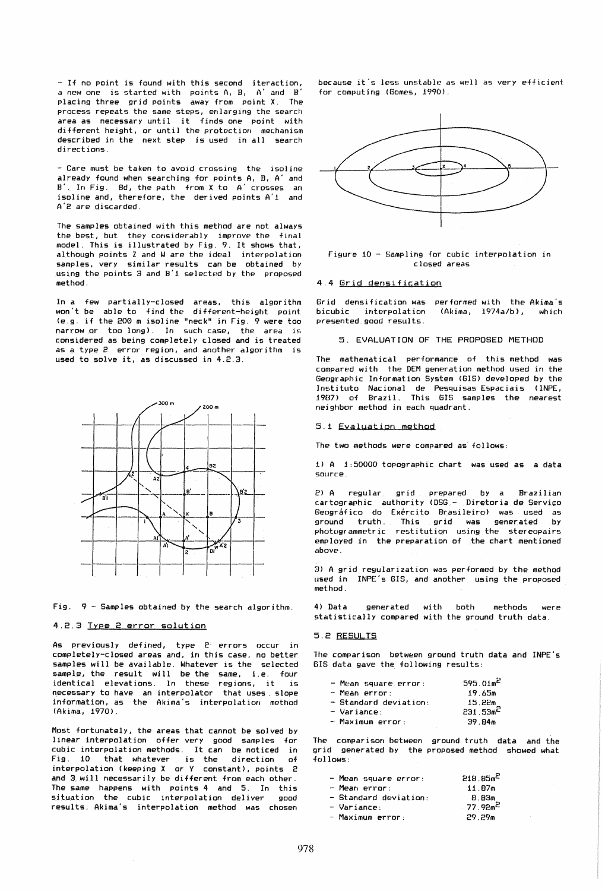- If no point is found with this second iteraction, a new one is started with points A, B, A' and B' placing three grid points away from point X. The process repeats the same steps, enlarging the search area as necessary until it finds one point with different height, or until the protection mechanism described in the next step is used in all search directions.

- Care must be taken to avoid crossing the isoline already found when searching for points A, B, A' and B'. In Fig. 8d, the path from X to A' crosses an isoline and, therefore, the derived points A'1 and A'2 are discarded.

The samples obtained with this method are not always the best, but they considerably improve the final model. This is illustrated by Fig. 9. It shows that, although points Z and W are the ideal interpolation samples, very similar results can be obtained by using the points 3 and B'1 selected by the proposed method.

In a few partially-closed areas, this algorithm won't be able to find the different-height point (e.g. if the 200 m isoline "neck" in Fig. 9 were too narrow or too long). In such case, the area is considered as being completely closed and is treated as a type 2 error region, and another algorithm is used to solve it, as discussed in 4.2.3.

Fig. 9 - Samples obtained by the search algorithm.

#### 4.2.3 Type 2 error solution

As previously defined, type 2 errors occur in completely-closed areas and, in this case, no better samples will be available. Whatever is the selected sample, the result will be the same, i.e. four identical elevations. In these regions, it is necessary to have an interpolator that uses slope information, as the Akima's interpolation method (Akima, 1970).

Most fortunately, the areas that cannot be solved by linear interpolation offer very good samples for cubic interpolation methods. It can be noticed in Fig. 10 that whatever is the direction of interpolation (keeping X or Y constant), points 2 and 3 will necessarily be different from each other. The same happens with points 4 and 5. In this situation the cubic interpolation deliver good results. Akima's interpolation method was chosen because it's less unstable as well as very efficient for computing (Gomes, 1990).

Figure 10 - Sampling for cubic interpolation in closed areas

### 4.4 Grid densification

Grid densification was performed with the Akima's bicubic interpolation (Akima, 1974a/b), which presented good results.

## 5. EVALUATION OF THE PROPOSED METHOD

The mathematical performance of this method was compared with the DEM generation method used in the Geographic Information System (GIS) developed by the Instituto Nacional de Pesquisas Espaciais (INPE, 1987) of Brazil. This GIS samples the nearest neighbor method in each quadrant.

### 5.1 Evaluation method

The two methods were compared as follows:

1) A 1:50000 topographic chart was used as a data source.

2) A regular grid prepared by a Brazilian cartographic authority (DSG - Diretoria de Serviço Geográfico do Exército Brasileiro) was used as ground truth. This grid was generated by photogrammetric restitution using the stereopairs employed in the preparation of the chart mentioned above.

3) A grid regularization was performed by the method used in INPE's GIS, and another using the proposed method.

4) Data generated with both methods were statistically compared with the ground truth data.

### 5.2 RESULTS

The comparison between ground truth data and INPE's GIS data gave the following results:

| | |
|---|---|
| - Mean square error: | 595.01m$^2$ |
| - Mean error: | 19.65m |
| - Standard deviation: | 15.22m |
| - Variance: | 231.53m$^2$ |
| - Maximum error: | 39.84m |

The comparison between ground truth data and the grid generated by the proposed method showed what follows:

| | |
|---|---|
| - Mean square error: | 218.85m$^2$ |
| - Mean error: | 11.87m |
| - Standard deviation: | 8.83m |
| - Variance: | 77.92m$^2$ |
| - Maximum error: | 29.29m |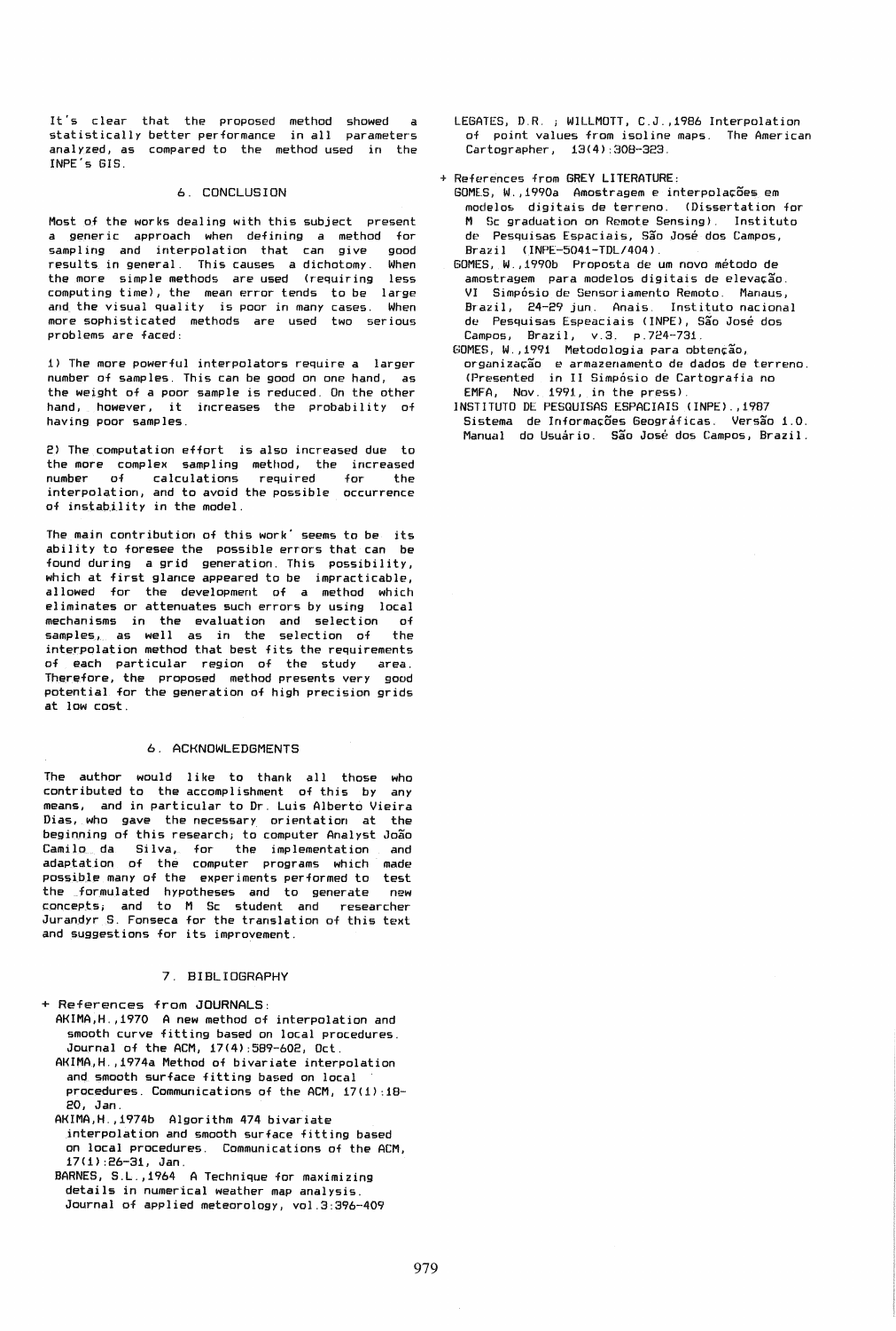It's clear that the proposed method showed a statistically better performance in all parameters analyzed, as compared to the method used in the INPE's GIS.

## 6. CONCLUSION

Most of the works dealing with this subject present a generic approach when defining a method for sampling and interpolation that can give good results in general. This causes a dichotomy. When the more simple methods are used (requiring less computing time), the mean error tends to be large and the visual quality is poor in many cases. When more sophisticated methods are used two serious problems are faced:

1) The more powerful interpolators require a larger number of samples. This can be good on one hand, as the weight of a poor sample is reduced. On the other hand, however, it increases the probability of having poor samples.

2) The computation effort is also increased due to the more complex sampling method, the increased number of calculations required for the interpolation, and to avoid the possible occurrence of instability in the model.

The main contribution of this work' seems to be its ability to foresee the possible errors that can be found during a grid generation. This possibility, which at first glance appeared to be impracticable, allowed for the development of a method which eliminates or attenuates such errors by using local mechanisms in the evaluation and selection of samples, as well as in the selection of the interpolation method that best fits the requirements of each particular region of the study area. Therefore, the proposed method presents very good potential for the generation of high precision grids at low cost.

## 6. ACKNOWLEDGMENTS

The author would like to thank all those who contributed to the accomplishment of this by any means, and in particular to Dr. Luis Alberto Vieira Dias, who gave the necessary orientation at the beginning of this research; to computer Analyst João Camilo da Silva, for the implementation and adaptation of the computer programs which made possible many of the experiments performed to test the formulated hypotheses and to generate new concepts; and to M Sc student and researcher Jurandyr S. Fonseca for the translation of this text and suggestions for its improvement.

## 7. BIBLIOGRAPHY

+ References from JOURNALS:

AKIMA,H.,1970 A new method of interpolation and smooth curve fitting based on local procedures. Journal of the ACM, 17(4):589-602, Oct.

AKIMA,H.,1974a Method of bivariate interpolation and smooth surface fitting based on local procedures. Communications of the ACM, 17(1):18-20, Jan.

AKIMA,H.,1974b Algorithm 474 bivariate interpolation and smooth surface fitting based on local procedures. Communications of the ACM, 17(1):26-31, Jan.

BARNES, S.L.,1964 A Technique for maximizing details in numerical weather map analysis. Journal of applied meteorology, vol.3:396-409

LEGATES, D.R. ; WILLMOTT, C.J.,1986 Interpolation of point values from isoline maps. The American Cartographer, 13(4):308-323.

+ References from GREY LITERATURE:

GOMES, W.,1990a Amostragem e interpolações em modelos digitais de terreno. (Dissertation for M Sc graduation on Remote Sensing). Instituto de Pesquisas Espaciais, São José dos Campos, Brazil (INPE-5041-TDL/404).

GOMES, W.,1990b Proposta de um novo método de amostragem para modelos digitais de elevação. VI Simpósio de Sensoriamento Remoto. Manaus, Brazil, 24-29 jun. Anais. Instituto nacional de Pesquisas Especiais (INPE), São José dos Campos, Brazil, v.3. p.724-731.

GOMES, W.,1991 Metodologia para obtenção, organização e armazenamento de dados de terreno. (Presented in II Simpósio de Cartografia no EMFA, Nov. 1991, in the press).

INSTITUTO DE PESQUISAS ESPACIAIS (INPE).,1987 Sistema de Informações Geográficas. Versão 1.0. Manual do Usuário. São José dos Campos, Brazil.